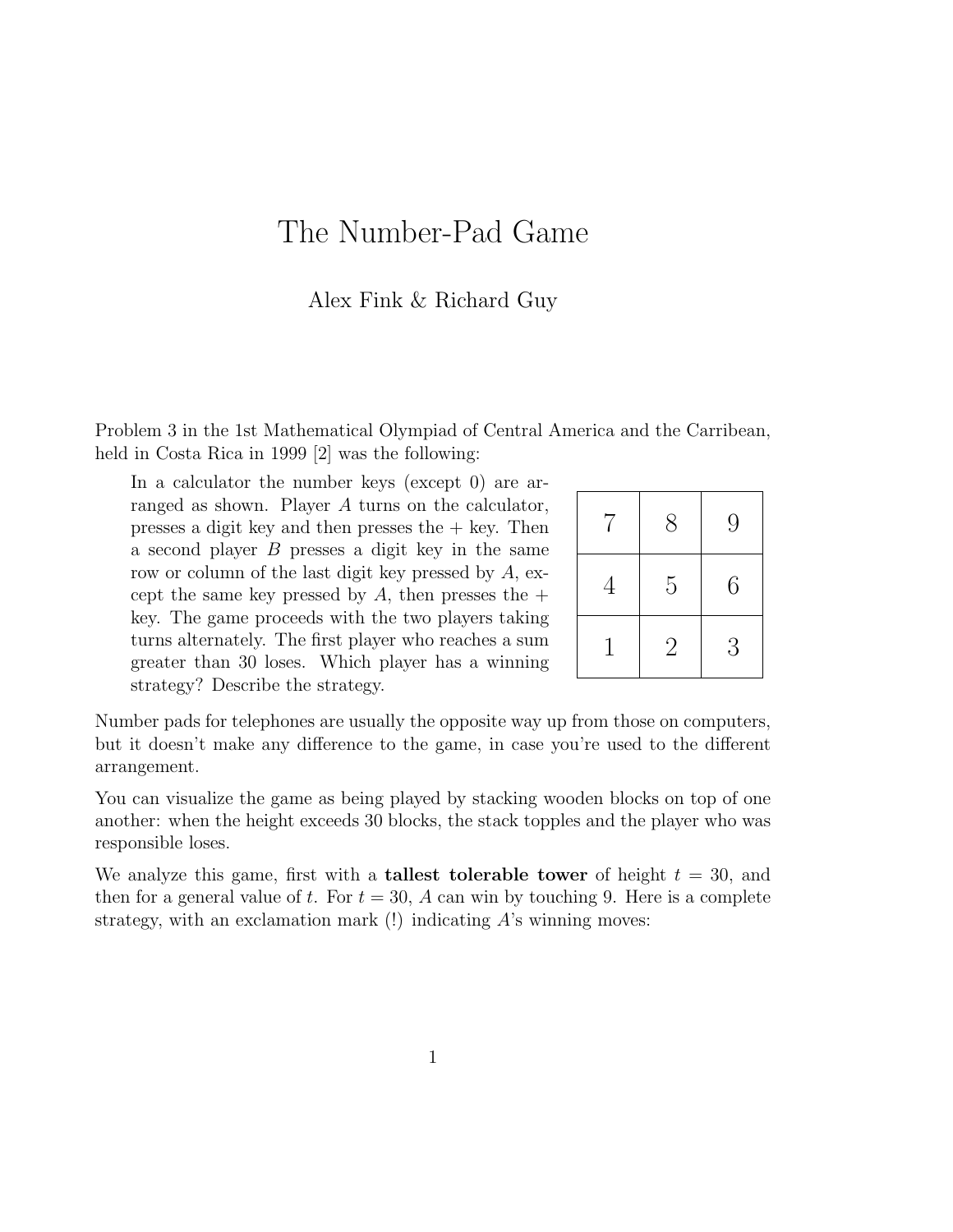# The Number-Pad Game

Alex Fink & Richard Guy

Problem 3 in the 1st Mathematical Olympiad of Central America and the Carribean, held in Costa Rica in 1999 [2] was the following:

> In a calculator the number keys (except 0) are arranged as shown. Player $A$ turns on the calculator, presses a digit key and then presses the + key. Then a second player $B$ presses a digit key in the same row or column of the last digit key pressed by $A$, except the same key pressed by $A$, then presses the + key. The game proceeds with the two players taking turns alternately. The first player who reaches a sum greater than 30 loses. Which player has a winning strategy? Describe the strategy.

| | | |
|---|---|---|
| 7 | 8 | 9 |
| 4 | 5 | 6 |
| 1 | 2 | 3 |

Number pads for telephones are usually the opposite way up from those on computers, but it doesn't make any difference to the game, in case you're used to the different arrangement.

You can visualize the game as being played by stacking wooden blocks on top of one another: when the height exceeds 30 blocks, the stack topples and the player who was responsible loses.

We analyze this game, first with a **tallest tolerable tower** of height $t = 30$, and then for a general value of $t$. For $t = 30$, $A$ can win by touching 9. Here is a complete strategy, with an exclamation mark (!) indicating $A$'s winning moves: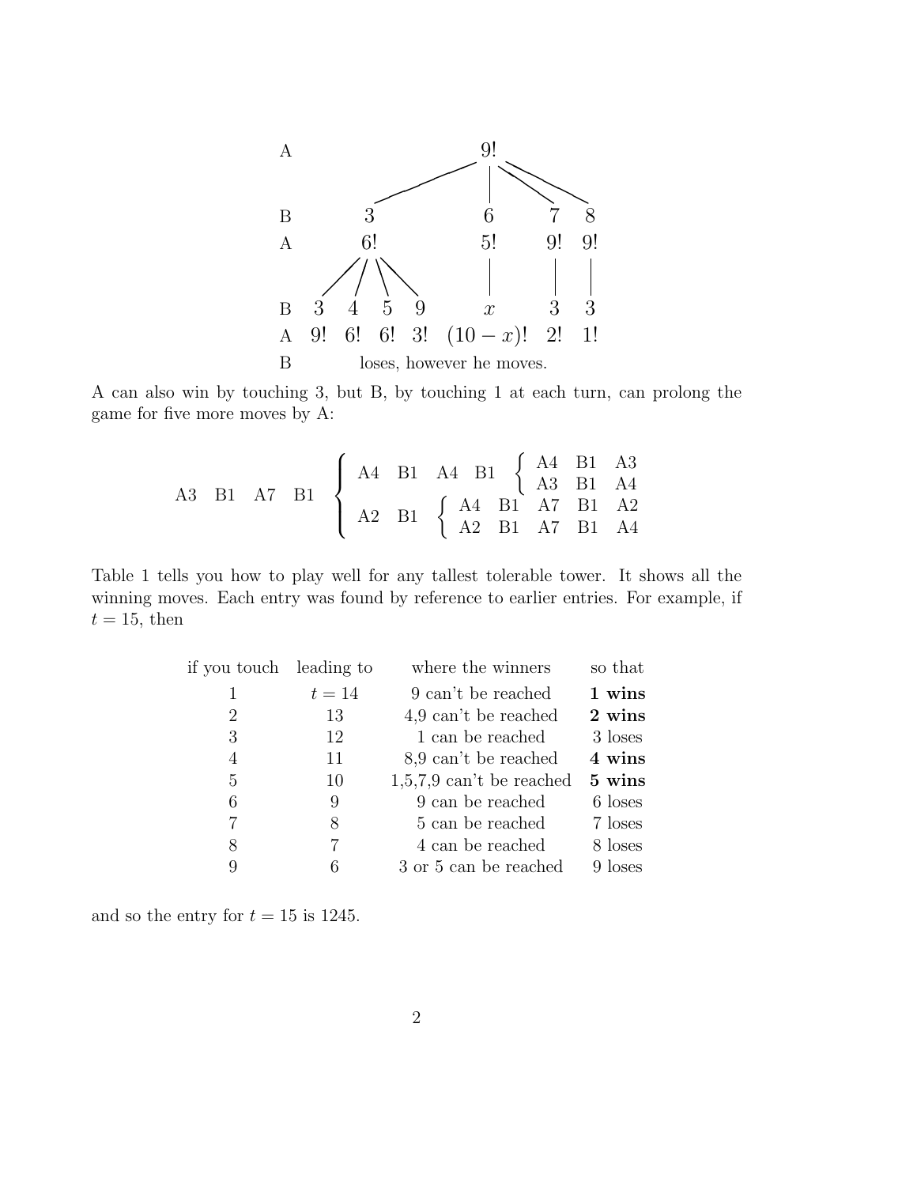```
A                      9!
              /         |       \      \
B          3            6        7      8
A          6!           5!       9!     9!
        / /  \ \        |        |      |
B     3  4   5  9       x        3      3
A    9! 6!  6! 3!   (10 − x)!   2!     1!
B              loses, however he moves.
```

A can also win by touching 3, but B, by touching 1 at each turn, can prolong the game for five more moves by A:

$$
\text{A3} \quad \text{B1} \quad \text{A7} \quad \text{B1} \quad \left\{ \begin{array}{l} \text{A4} \quad \text{B1} \quad \text{A4} \quad \text{B1} \quad \left\{ \begin{array}{l} \text{A4} \quad \text{B1} \quad \text{A3} \\ \text{A3} \quad \text{B1} \quad \text{A4} \end{array} \right. \\ \text{A2} \quad \text{B1} \quad \left\{ \begin{array}{l} \text{A4} \quad \text{B1} \quad \text{A7} \quad \text{B1} \quad \text{A2} \\ \text{A2} \quad \text{B1} \quad \text{A7} \quad \text{B1} \quad \text{A4} \end{array} \right. \end{array} \right.
$$

Table 1 tells you how to play well for any tallest tolerable tower. It shows all the winning moves. Each entry was found by reference to earlier entries. For example, if $t = 15$, then

| if you touch | leading to | where the winners | so that |
|---|---|---|---|
| 1 | $t = 14$ | 9 can't be reached | **1 wins** |
| 2 | 13 | 4,9 can't be reached | **2 wins** |
| 3 | 12 | 1 can be reached | 3 loses |
| 4 | 11 | 8,9 can't be reached | **4 wins** |
| 5 | 10 | 1,5,7,9 can't be reached | **5 wins** |
| 6 | 9 | 9 can be reached | 6 loses |
| 7 | 8 | 5 can be reached | 7 loses |
| 8 | 7 | 4 can be reached | 8 loses |
| 9 | 6 | 3 or 5 can be reached | 9 loses |

and so the entry for $t = 15$ is 1245.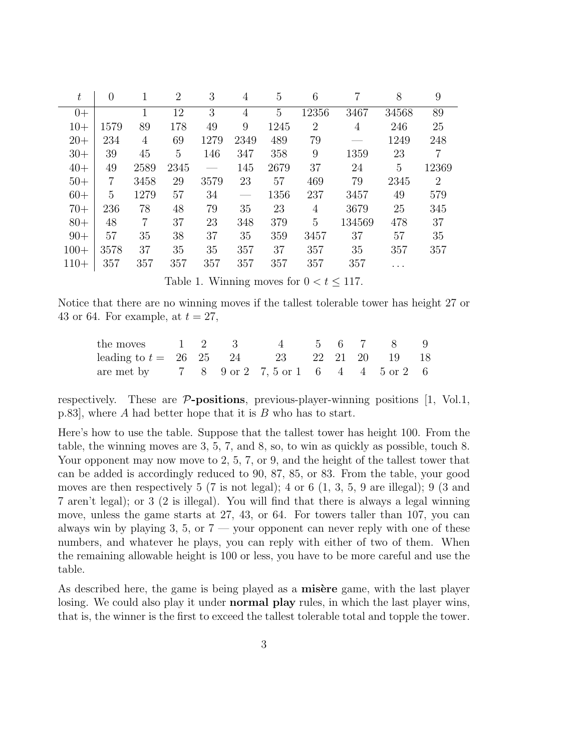| $t$ | 0 | 1 | 2 | 3 | 4 | 5 | 6 | 7 | 8 | 9 |
|---|---|---|---|---|---|---|---|---|---|---|
| 0+ | | 1 | 12 | 3 | 4 | 5 | 12356 | 3467 | 34568 | 89 |
| 10+ | 1579 | 89 | 178 | 49 | 9 | 1245 | 2 | 4 | 246 | 25 |
| 20+ | 234 | 4 | 69 | 1279 | 2349 | 489 | 79 | — | 1249 | 248 |
| 30+ | 39 | 45 | 5 | 146 | 347 | 358 | 9 | 1359 | 23 | 7 |
| 40+ | 49 | 2589 | 2345 | — | 145 | 2679 | 37 | 24 | 5 | 12369 |
| 50+ | 7 | 3458 | 29 | 3579 | 23 | 57 | 469 | 79 | 2345 | 2 |
| 60+ | 5 | 1279 | 57 | 34 | — | 1356 | 237 | 3457 | 49 | 579 |
| 70+ | 236 | 78 | 48 | 79 | 35 | 23 | 4 | 3679 | 25 | 345 |
| 80+ | 48 | 7 | 37 | 23 | 348 | 379 | 5 | 134569 | 478 | 37 |
| 90+ | 57 | 35 | 38 | 37 | 35 | 359 | 3457 | 37 | 57 | 35 |
| 100+ | 3578 | 37 | 35 | 35 | 357 | 37 | 357 | 35 | 357 | 357 |
| 110+ | 357 | 357 | 357 | 357 | 357 | 357 | 357 | 357 | ... | |

Table 1. Winning moves for $0 < t \leq 117$.

Notice that there are no winning moves if the tallest tolerable tower has height 27 or 43 or 64. For example, at $t = 27$,

| the moves | 1 | 2 | 3 | 4 | 5 | 6 | 7 | 8 | 9 |
|---|---|---|---|---|---|---|---|---|---|
| leading to $t =$ | 26 | 25 | 24 | 23 | 22 | 21 | 20 | 19 | 18 |
| are met by | 7 | 8 | 9 or 2 | 7, 5 or 1 | 6 | 4 | 4 | 5 or 2 | 6 |

respectively. These are **$\mathcal{P}$-positions**, previous-player-winning positions [1, Vol.1, p.83], where $A$ had better hope that it is $B$ who has to start.

Here's how to use the table. Suppose that the tallest tower has height 100. From the table, the winning moves are 3, 5, 7, and 8, so, to win as quickly as possible, touch 8. Your opponent may now move to 2, 5, 7, or 9, and the height of the tallest tower that can be added is accordingly reduced to 90, 87, 85, or 83. From the table, your good moves are then respectively 5 (7 is not legal); 4 or 6 (1, 3, 5, 9 are illegal); 9 (3 and 7 aren't legal); or 3 (2 is illegal). You will find that there is always a legal winning move, unless the game starts at 27, 43, or 64. For towers taller than 107, you can always win by playing 3, 5, or 7 — your opponent can never reply with one of these numbers, and whatever he plays, you can reply with either of two of them. When the remaining allowable height is 100 or less, you have to be more careful and use the table.

As described here, the game is being played as a **misère** game, with the last player losing. We could also play it under **normal play** rules, in which the last player wins, that is, the winner is the first to exceed the tallest tolerable total and topple the tower.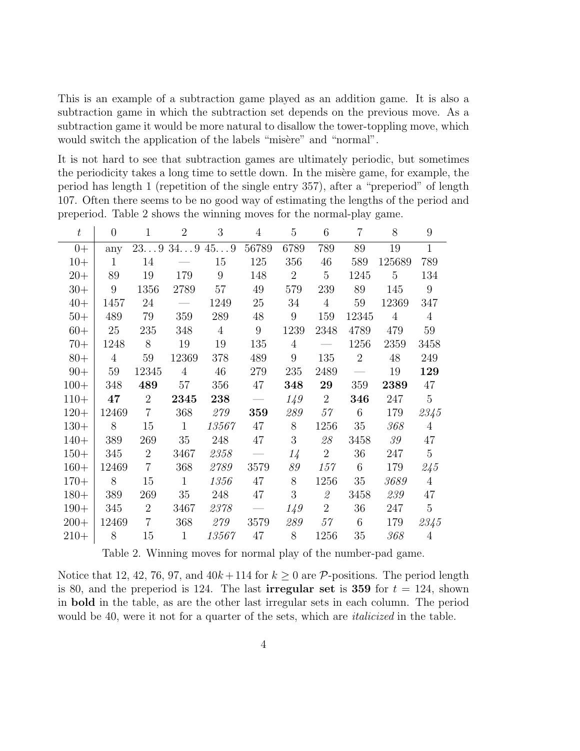This is an example of a subtraction game played as an addition game. It is also a subtraction game in which the subtraction set depends on the previous move. As a subtraction game it would be more natural to disallow the tower-toppling move, which would switch the application of the labels "misère" and "normal".

It is not hard to see that subtraction games are ultimately periodic, but sometimes the periodicity takes a long time to settle down. In the misère game, for example, the period has length 1 (repetition of the single entry 357), after a "preperiod" of length 107. Often there seems to be no good way of estimating the lengths of the period and preperiod. Table 2 shows the winning moves for the normal-play game.

| $t$ | 0 | 1 | 2 | 3 | 4 | 5 | 6 | 7 | 8 | 9 |
|---|---|---|---|---|---|---|---|---|---|---|
| 0+ | any | 23…9 | 34…9 | 45…9 | 56789 | 6789 | 789 | 89 | 19 | 1 |
| 10+ | 1 | 14 | — | 15 | 125 | 356 | 46 | 589 | 125689 | 789 |
| 20+ | 89 | 19 | 179 | 9 | 148 | 2 | 5 | 1245 | 5 | 134 |
| 30+ | 9 | 1356 | 2789 | 57 | 49 | 579 | 239 | 89 | 145 | 9 |
| 40+ | 1457 | 24 | — | 1249 | 25 | 34 | 4 | 59 | 12369 | 347 |
| 50+ | 489 | 79 | 359 | 289 | 48 | 9 | 159 | 12345 | 4 | 4 |
| 60+ | 25 | 235 | 348 | 4 | 9 | 1239 | 2348 | 4789 | 479 | 59 |
| 70+ | 1248 | 8 | 19 | 19 | 135 | 4 | — | 1256 | 2359 | 3458 |
| 80+ | 4 | 59 | 12369 | 378 | 489 | 9 | 135 | 2 | 48 | 249 |
| 90+ | 59 | 12345 | 4 | 46 | 279 | 235 | 2489 | — | 19 | **129** |
| 100+ | 348 | **489** | 57 | 356 | 47 | **348** | **29** | 359 | **2389** | 47 |
| 110+ | **47** | 2 | **2345** | **238** | — | *149* | 2 | **346** | 247 | 5 |
| 120+ | 12469 | 7 | 368 | *279* | **359** | *289* | *57* | 6 | 179 | *2345* |
| 130+ | 8 | 15 | 1 | *13567* | 47 | 8 | 1256 | 35 | *368* | 4 |
| 140+ | 389 | 269 | 35 | 248 | 47 | 3 | *28* | 3458 | *39* | 47 |
| 150+ | 345 | 2 | 3467 | *2358* | — | *14* | 2 | 36 | 247 | 5 |
| 160+ | 12469 | 7 | 368 | *2789* | 3579 | *89* | *157* | 6 | 179 | *245* |
| 170+ | 8 | 15 | 1 | *1356* | 47 | 8 | 1256 | 35 | *3689* | 4 |
| 180+ | 389 | 269 | 35 | 248 | 47 | 3 | *2* | 3458 | *239* | 47 |
| 190+ | 345 | 2 | 3467 | *2378* | — | *149* | 2 | 36 | 247 | 5 |
| 200+ | 12469 | 7 | 368 | *279* | 3579 | *289* | *57* | 6 | 179 | *2345* |
| 210+ | 8 | 15 | 1 | *13567* | 47 | 8 | 1256 | 35 | *368* | 4 |

Table 2. Winning moves for normal play of the number-pad game.

Notice that 12, 42, 76, 97, and $40k+114$ for $k \geq 0$ are $\mathcal{P}$-positions. The period length is 80, and the preperiod is 124. The last **irregular set** is **359** for $t = 124$, shown in **bold** in the table, as are the other last irregular sets in each column. The period would be 40, were it not for a quarter of the sets, which are *italicized* in the table.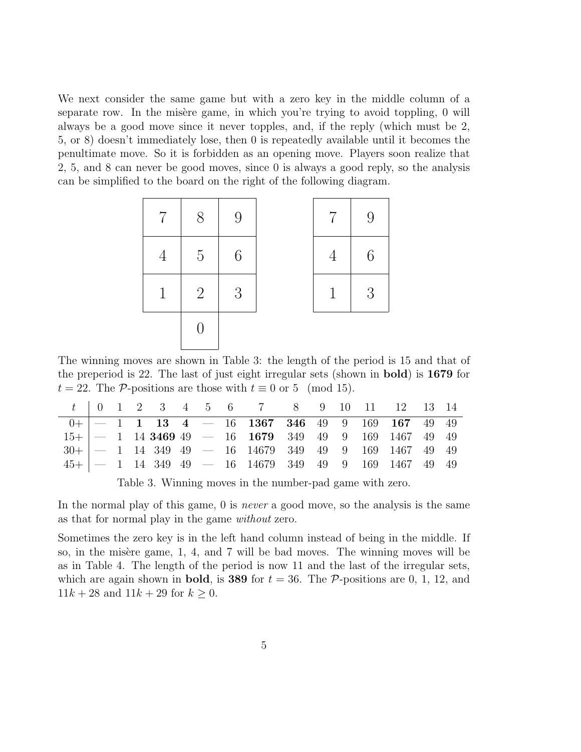We next consider the same game but with a zero key in the middle column of a separate row. In the misère game, in which you're trying to avoid toppling, 0 will always be a good move since it never topples, and, if the reply (which must be 2, 5, or 8) doesn't immediately lose, then 0 is repeatedly available until it becomes the penultimate move. So it is forbidden as an opening move. Players soon realize that 2, 5, and 8 can never be good moves, since 0 is always a good reply, so the analysis can be simplified to the board on the right of the following diagram.

| 7 | 8 | 9 |
|---|---|---|
| 4 | 5 | 6 |
| 1 | 2 | 3 |
|   | 0 |   |

| 7 | 9 |
|---|---|
| 4 | 6 |
| 1 | 3 |

The winning moves are shown in Table 3: the length of the period is 15 and that of the preperiod is 22. The last of just eight irregular sets (shown in **bold**) is **1679** for $t = 22$. The $\mathcal{P}$-positions are those with $t \equiv 0$ or $5 \pmod{15}$.

| $t$ | 0 | 1 | 2 | 3 | 4 | 5 | 6 | 7 | 8 | 9 | 10 | 11 | 12 | 13 | 14 |
|---|---|---|---|---|---|---|---|---|---|---|---|---|---|---|---|
| 0+ | — | 1 | **1** | **13** | **4** | — | 16 | **1367** | **346** | 49 | 9 | 169 | **167** | 49 | 49 |
| 15+ | — | 1 | 14 | **3469** | 49 | — | 16 | **1679** | 349 | 49 | 9 | 169 | 1467 | 49 | 49 |
| 30+ | — | 1 | 14 | 349 | 49 | — | 16 | 14679 | 349 | 49 | 9 | 169 | 1467 | 49 | 49 |
| 45+ | — | 1 | 14 | 349 | 49 | — | 16 | 14679 | 349 | 49 | 9 | 169 | 1467 | 49 | 49 |

Table 3. Winning moves in the number-pad game with zero.

In the normal play of this game, 0 is *never* a good move, so the analysis is the same as that for normal play in the game *without* zero.

Sometimes the zero key is in the left hand column instead of being in the middle. If so, in the misère game, 1, 4, and 7 will be bad moves. The winning moves will be as in Table 4. The length of the period is now 11 and the last of the irregular sets, which are again shown in **bold**, is **389** for $t = 36$. The $\mathcal{P}$-positions are 0, 1, 12, and $11k + 28$ and $11k + 29$ for $k \geq 0$.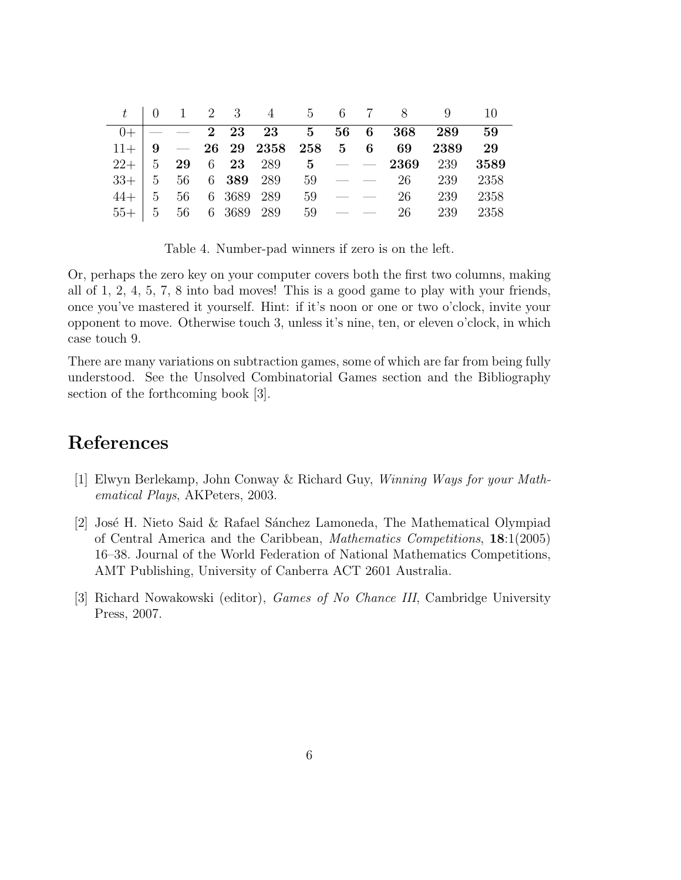| $t$ | 0 | 1 | 2 | 3 | 4 | 5 | 6 | 7 | 8 | 9 | 10 |
|---|---|---|---|---|---|---|---|---|---|---|---|
| 0+ | — | — | **2** | **23** | **23** | **5** | **56** | **6** | **368** | **289** | **59** |
| 11+ | **9** | — | **26** | **29** | **2358** | **258** | **5** | **6** | **69** | **2389** | **29** |
| 22+ | 5 | **29** | 6 | **23** | 289 | **5** | — | — | **2369** | 239 | **3589** |
| 33+ | 5 | 56 | 6 | **389** | 289 | 59 | — | — | 26 | 239 | 2358 |
| 44+ | 5 | 56 | 6 | 3689 | 289 | 59 | — | — | 26 | 239 | 2358 |
| 55+ | 5 | 56 | 6 | 3689 | 289 | 59 | — | — | 26 | 239 | 2358 |

Table 4. Number-pad winners if zero is on the left.

Or, perhaps the zero key on your computer covers both the first two columns, making all of 1, 2, 4, 5, 7, 8 into bad moves! This is a good game to play with your friends, once you've mastered it yourself. Hint: if it's noon or one or two o'clock, invite your opponent to move. Otherwise touch 3, unless it's nine, ten, or eleven o'clock, in which case touch 9.

There are many variations on subtraction games, some of which are far from being fully understood. See the Unsolved Combinatorial Games section and the Bibliography section of the forthcoming book [3].

## References

[1] Elwyn Berlekamp, John Conway & Richard Guy, *Winning Ways for your Mathematical Plays*, AKPeters, 2003.

[2] José H. Nieto Said & Rafael Sánchez Lamoneda, The Mathematical Olympiad of Central America and the Caribbean, *Mathematics Competitions*, **18**:1(2005) 16–38. Journal of the World Federation of National Mathematics Competitions, AMT Publishing, University of Canberra ACT 2601 Australia.

[3] Richard Nowakowski (editor), *Games of No Chance III*, Cambridge University Press, 2007.